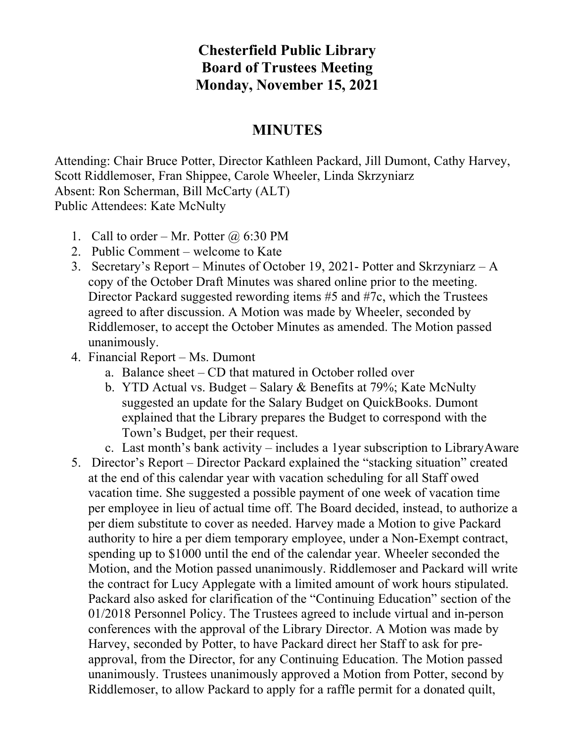# Chesterfield Public Library
# Board of Trustees Meeting
# Monday, November 15, 2021

## MINUTES

Attending: Chair Bruce Potter, Director Kathleen Packard, Jill Dumont, Cathy Harvey, Scott Riddlemoser, Fran Shippee, Carole Wheeler, Linda Skrzyniarz
Absent: Ron Scherman, Bill McCarty (ALT)
Public Attendees: Kate McNulty

1. Call to order – Mr. Potter @ 6:30 PM
2. Public Comment – welcome to Kate
3. Secretary's Report – Minutes of October 19, 2021- Potter and Skrzyniarz – A copy of the October Draft Minutes was shared online prior to the meeting. Director Packard suggested rewording items #5 and #7c, which the Trustees agreed to after discussion. A Motion was made by Wheeler, seconded by Riddlemoser, to accept the October Minutes as amended. The Motion passed unanimously.
4. Financial Report – Ms. Dumont
   a. Balance sheet – CD that matured in October rolled over
   b. YTD Actual vs. Budget – Salary & Benefits at 79%; Kate McNulty suggested an update for the Salary Budget on QuickBooks. Dumont explained that the Library prepares the Budget to correspond with the Town's Budget, per their request.
   c. Last month's bank activity – includes a 1year subscription to LibraryAware
5. Director's Report – Director Packard explained the "stacking situation" created at the end of this calendar year with vacation scheduling for all Staff owed vacation time. She suggested a possible payment of one week of vacation time per employee in lieu of actual time off. The Board decided, instead, to authorize a per diem substitute to cover as needed. Harvey made a Motion to give Packard authority to hire a per diem temporary employee, under a Non-Exempt contract, spending up to $1000 until the end of the calendar year. Wheeler seconded the Motion, and the Motion passed unanimously. Riddlemoser and Packard will write the contract for Lucy Applegate with a limited amount of work hours stipulated. Packard also asked for clarification of the "Continuing Education" section of the 01/2018 Personnel Policy. The Trustees agreed to include virtual and in-person conferences with the approval of the Library Director. A Motion was made by Harvey, seconded by Potter, to have Packard direct her Staff to ask for pre-approval, from the Director, for any Continuing Education. The Motion passed unanimously. Trustees unanimously approved a Motion from Potter, second by Riddlemoser, to allow Packard to apply for a raffle permit for a donated quilt,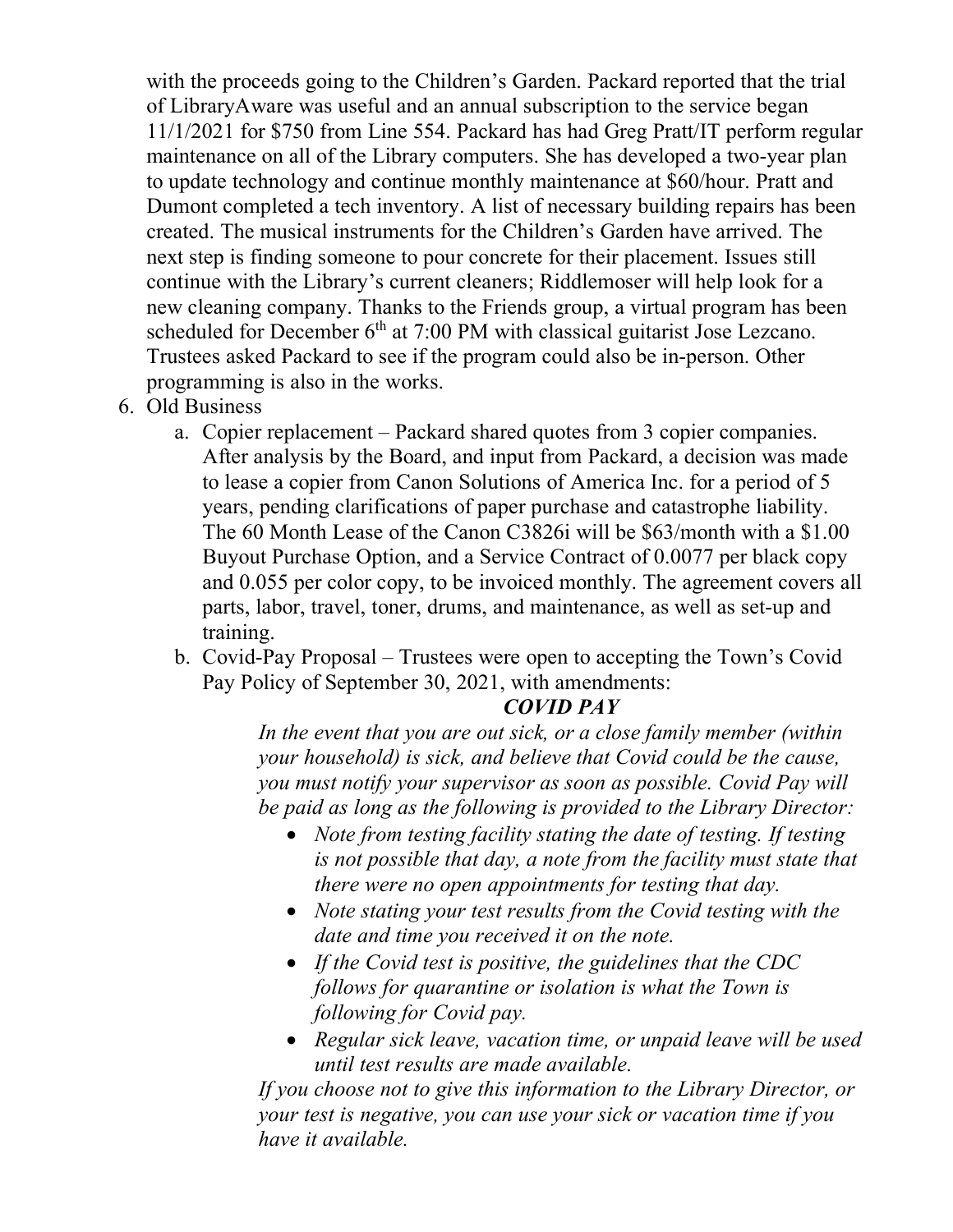with the proceeds going to the Children's Garden. Packard reported that the trial of LibraryAware was useful and an annual subscription to the service began 11/1/2021 for $750 from Line 554. Packard has had Greg Pratt/IT perform regular maintenance on all of the Library computers. She has developed a two-year plan to update technology and continue monthly maintenance at $60/hour. Pratt and Dumont completed a tech inventory. A list of necessary building repairs has been created. The musical instruments for the Children's Garden have arrived. The next step is finding someone to pour concrete for their placement. Issues still continue with the Library's current cleaners; Riddlemoser will help look for a new cleaning company. Thanks to the Friends group, a virtual program has been scheduled for December 6th at 7:00 PM with classical guitarist Jose Lezcano. Trustees asked Packard to see if the program could also be in-person. Other programming is also in the works.

6. Old Business
   a. Copier replacement – Packard shared quotes from 3 copier companies. After analysis by the Board, and input from Packard, a decision was made to lease a copier from Canon Solutions of America Inc. for a period of 5 years, pending clarifications of paper purchase and catastrophe liability. The 60 Month Lease of the Canon C3826i will be $63/month with a $1.00 Buyout Purchase Option, and a Service Contract of 0.0077 per black copy and 0.055 per color copy, to be invoiced monthly. The agreement covers all parts, labor, travel, toner, drums, and maintenance, as well as set-up and training.
   b. Covid-Pay Proposal – Trustees were open to accepting the Town's Covid Pay Policy of September 30, 2021, with amendments:

      ***COVID PAY***

      *In the event that you are out sick, or a close family member (within your household) is sick, and believe that Covid could be the cause, you must notify your supervisor as soon as possible. Covid Pay will be paid as long as the following is provided to the Library Director:*

      - *Note from testing facility stating the date of testing. If testing is not possible that day, a note from the facility must state that there were no open appointments for testing that day.*
      - *Note stating your test results from the Covid testing with the date and time you received it on the note.*
      - *If the Covid test is positive, the guidelines that the CDC follows for quarantine or isolation is what the Town is following for Covid pay.*
      - *Regular sick leave, vacation time, or unpaid leave will be used until test results are made available.*

      *If you choose not to give this information to the Library Director, or your test is negative, you can use your sick or vacation time if you have it available.*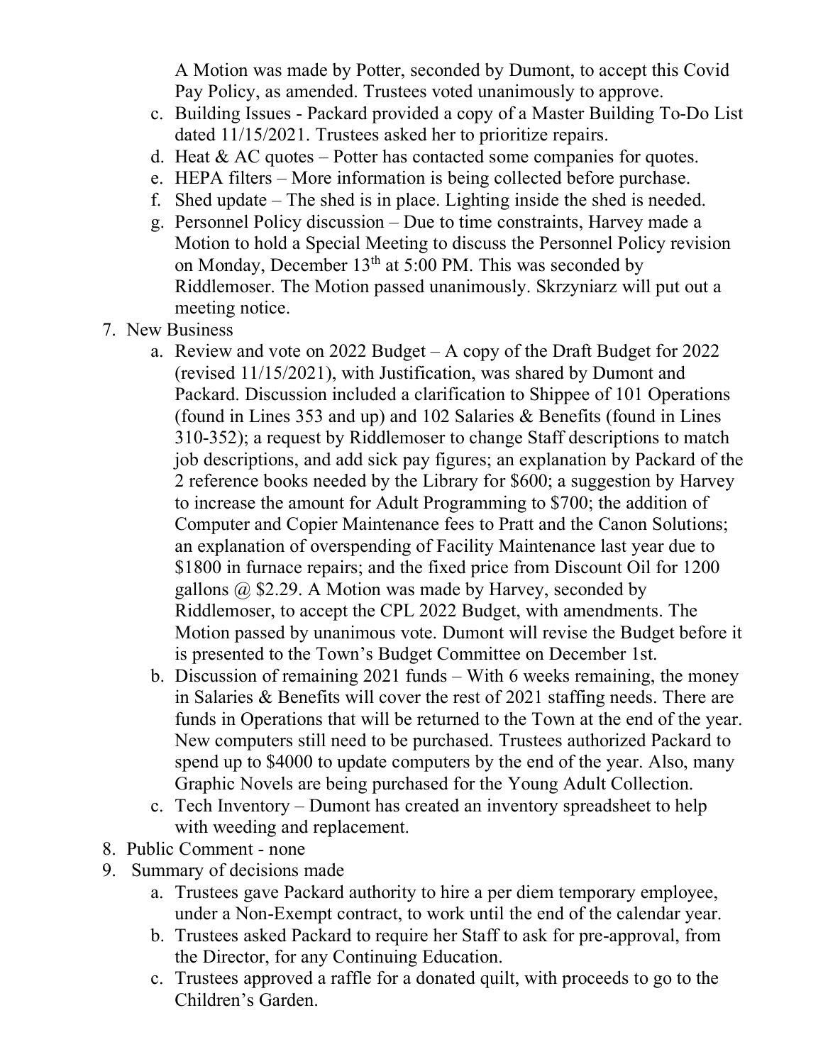A Motion was made by Potter, seconded by Dumont, to accept this Covid Pay Policy, as amended. Trustees voted unanimously to approve.

c. Building Issues - Packard provided a copy of a Master Building To-Do List dated 11/15/2021. Trustees asked her to prioritize repairs.
d. Heat & AC quotes – Potter has contacted some companies for quotes.
e. HEPA filters – More information is being collected before purchase.
f. Shed update – The shed is in place. Lighting inside the shed is needed.
g. Personnel Policy discussion – Due to time constraints, Harvey made a Motion to hold a Special Meeting to discuss the Personnel Policy revision on Monday, December 13th at 5:00 PM. This was seconded by Riddlemoser. The Motion passed unanimously. Skrzyniarz will put out a meeting notice.

7. New Business
   a. Review and vote on 2022 Budget – A copy of the Draft Budget for 2022 (revised 11/15/2021), with Justification, was shared by Dumont and Packard. Discussion included a clarification to Shippee of 101 Operations (found in Lines 353 and up) and 102 Salaries & Benefits (found in Lines 310-352); a request by Riddlemoser to change Staff descriptions to match job descriptions, and add sick pay figures; an explanation by Packard of the 2 reference books needed by the Library for $600; a suggestion by Harvey to increase the amount for Adult Programming to $700; the addition of Computer and Copier Maintenance fees to Pratt and the Canon Solutions; an explanation of overspending of Facility Maintenance last year due to $1800 in furnace repairs; and the fixed price from Discount Oil for 1200 gallons @ $2.29. A Motion was made by Harvey, seconded by Riddlemoser, to accept the CPL 2022 Budget, with amendments. The Motion passed by unanimous vote. Dumont will revise the Budget before it is presented to the Town's Budget Committee on December 1st.
   b. Discussion of remaining 2021 funds – With 6 weeks remaining, the money in Salaries & Benefits will cover the rest of 2021 staffing needs. There are funds in Operations that will be returned to the Town at the end of the year. New computers still need to be purchased. Trustees authorized Packard to spend up to $4000 to update computers by the end of the year. Also, many Graphic Novels are being purchased for the Young Adult Collection.
   c. Tech Inventory – Dumont has created an inventory spreadsheet to help with weeding and replacement.
8. Public Comment - none
9. Summary of decisions made
   a. Trustees gave Packard authority to hire a per diem temporary employee, under a Non-Exempt contract, to work until the end of the calendar year.
   b. Trustees asked Packard to require her Staff to ask for pre-approval, from the Director, for any Continuing Education.
   c. Trustees approved a raffle for a donated quilt, with proceeds to go to the Children's Garden.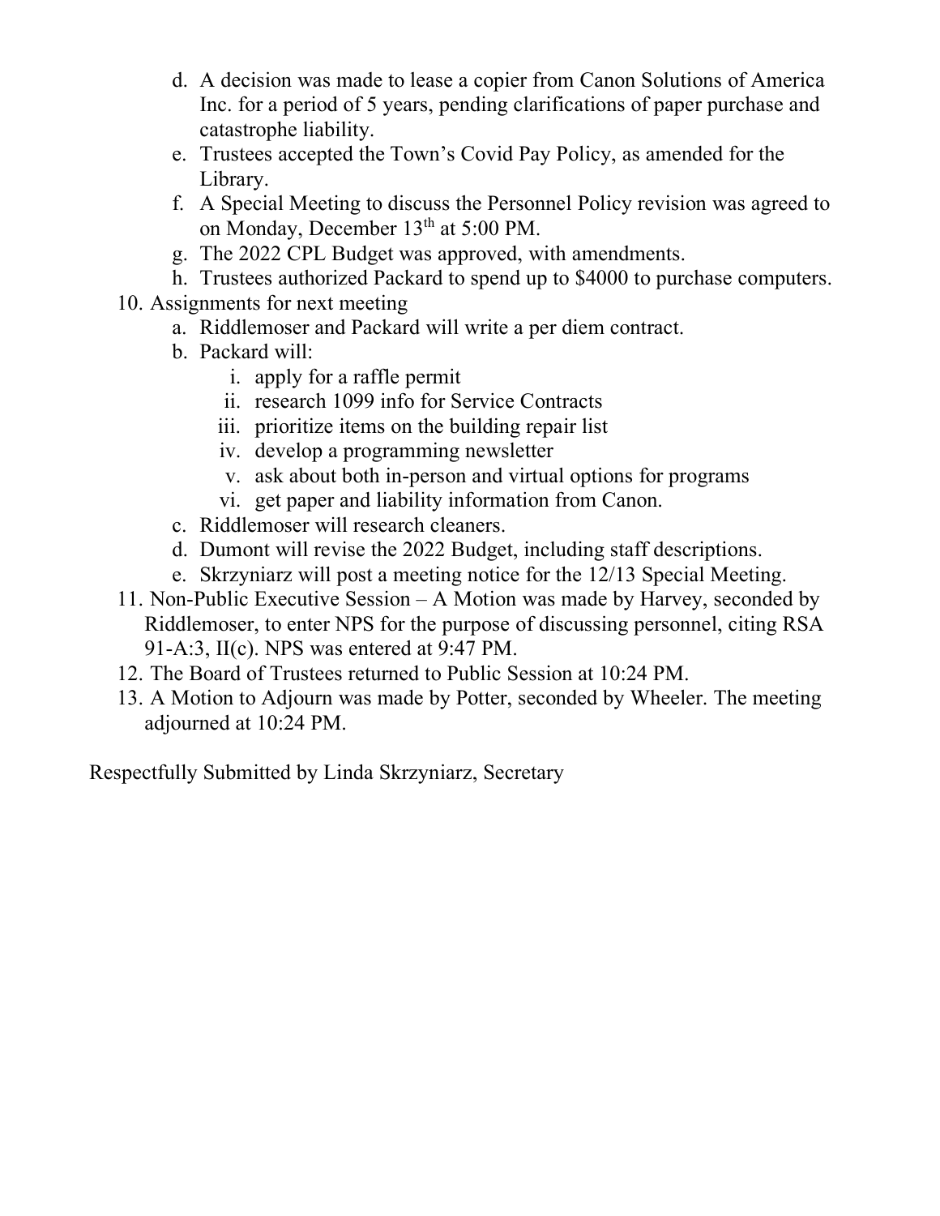d. A decision was made to lease a copier from Canon Solutions of America Inc. for a period of 5 years, pending clarifications of paper purchase and catastrophe liability.
e. Trustees accepted the Town's Covid Pay Policy, as amended for the Library.
f. A Special Meeting to discuss the Personnel Policy revision was agreed to on Monday, December 13th at 5:00 PM.
g. The 2022 CPL Budget was approved, with amendments.
h. Trustees authorized Packard to spend up to $4000 to purchase computers.

10. Assignments for next meeting
    a. Riddlemoser and Packard will write a per diem contract.
    b. Packard will:
        i. apply for a raffle permit
        ii. research 1099 info for Service Contracts
        iii. prioritize items on the building repair list
        iv. develop a programming newsletter
        v. ask about both in-person and virtual options for programs
        vi. get paper and liability information from Canon.
    c. Riddlemoser will research cleaners.
    d. Dumont will revise the 2022 Budget, including staff descriptions.
    e. Skrzyniarz will post a meeting notice for the 12/13 Special Meeting.
11. Non-Public Executive Session – A Motion was made by Harvey, seconded by Riddlemoser, to enter NPS for the purpose of discussing personnel, citing RSA 91-A:3, II(c). NPS was entered at 9:47 PM.
12. The Board of Trustees returned to Public Session at 10:24 PM.
13. A Motion to Adjourn was made by Potter, seconded by Wheeler. The meeting adjourned at 10:24 PM.

Respectfully Submitted by Linda Skrzyniarz, Secretary